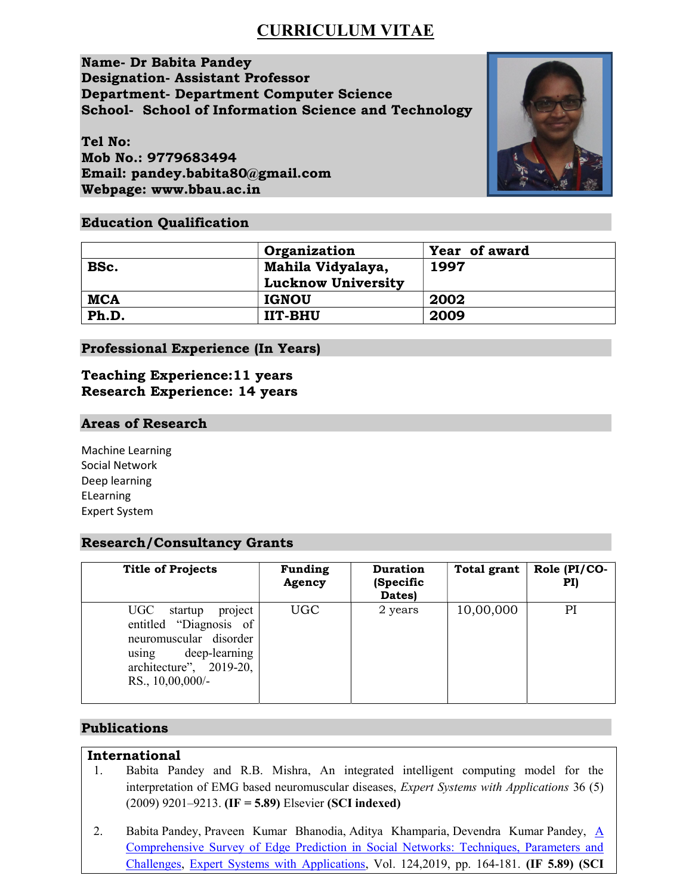# CURRICULUM VITAE

**Name- Dr Babita Pandey**
**Designation- Assistant Professor**
**Department- Department Computer Science**
**School- School of Information Science and Technology**

**Tel No:**
**Mob No.: 9779683494**
**Email: pandey.babita80@gmail.com**
**Webpage: www.bbau.ac.in**

## Education Qualification

| | Organization | Year of award |
|---|---|---|
| **BSc.** | **Mahila Vidyalaya, Lucknow University** | **1997** |
| **MCA** | **IGNOU** | **2002** |
| **Ph.D.** | **IIT-BHU** | **2009** |

## Professional Experience (In Years)

**Teaching Experience:11 years**
**Research Experience: 14 years**

## Areas of Research

Machine Learning
Social Network
Deep learning
ELearning
Expert System

## Research/Consultancy Grants

| Title of Projects | Funding Agency | Duration (Specific Dates) | Total grant | Role (PI/CO-PI) |
|---|---|---|---|---|
| UGC startup project entitled "Diagnosis of neuromuscular disorder using deep-learning architecture", 2019-20, RS., 10,00,000/- | UGC | 2 years | 10,00,000 | PI |

## Publications

### International

1. Babita Pandey and R.B. Mishra, An integrated intelligent computing model for the interpretation of EMG based neuromuscular diseases, *Expert Systems with Applications* 36 (5) (2009) 9201–9213. **(IF = 5.89)** Elsevier **(SCI indexed)**

2. Babita Pandey, Praveen Kumar Bhanodia, Aditya Khamparia, Devendra Kumar Pandey, A Comprehensive Survey of Edge Prediction in Social Networks: Techniques, Parameters and Challenges, Expert Systems with Applications, Vol. 124,2019, pp. 164-181. **(IF 5.89) (SCI**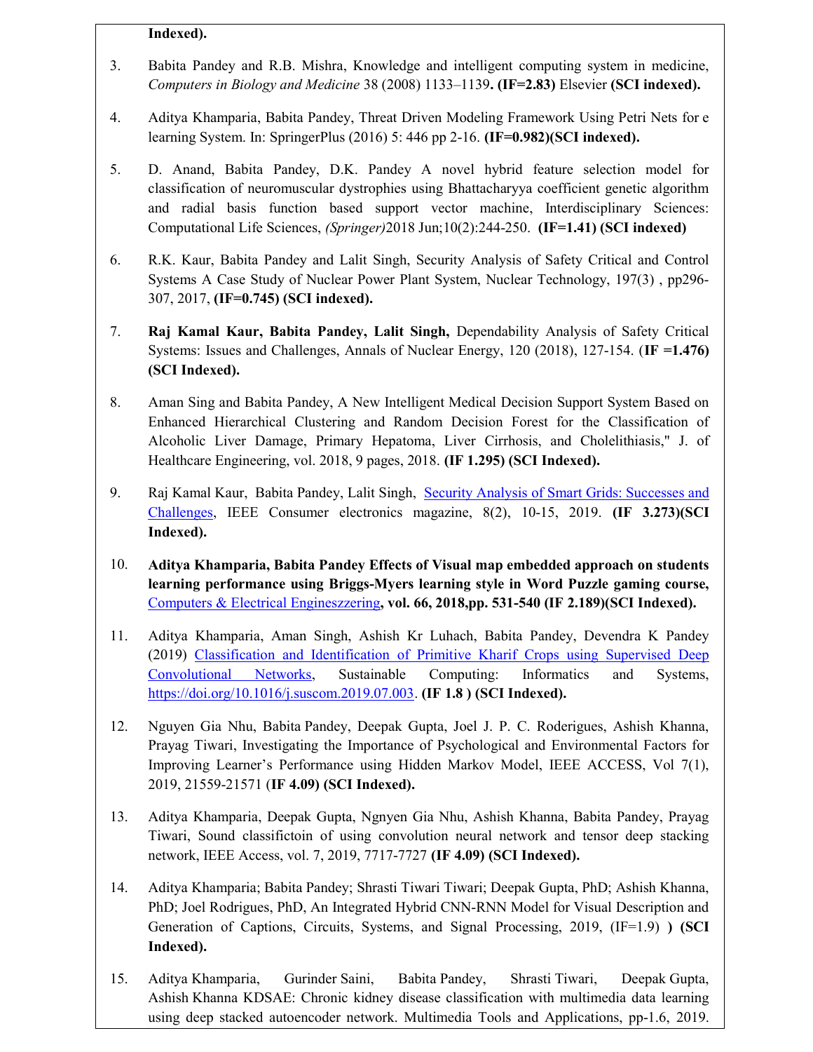**Indexed).**

3. Babita Pandey and R.B. Mishra, Knowledge and intelligent computing system in medicine, *Computers in Biology and Medicine* 38 (2008) 1133–1139**. (IF=2.83)** Elsevier **(SCI indexed).**

4. Aditya Khamparia, Babita Pandey, Threat Driven Modeling Framework Using Petri Nets for e learning System. In: SpringerPlus (2016) 5: 446 pp 2-16. **(IF=0.982)(SCI indexed).**

5. D. Anand, Babita Pandey, D.K. Pandey A novel hybrid feature selection model for classification of neuromuscular dystrophies using Bhattacharyya coefficient genetic algorithm and radial basis function based support vector machine, Interdisciplinary Sciences: Computational Life Sciences, *(Springer)*2018 Jun;10(2):244-250. **(IF=1.41) (SCI indexed)**

6. R.K. Kaur, Babita Pandey and Lalit Singh, Security Analysis of Safety Critical and Control Systems A Case Study of Nuclear Power Plant System, Nuclear Technology, 197(3) , pp296-307, 2017, **(IF=0.745) (SCI indexed).**

7. **Raj Kamal Kaur, Babita Pandey, Lalit Singh,** Dependability Analysis of Safety Critical Systems: Issues and Challenges, Annals of Nuclear Energy, 120 (2018), 127-154. (**IF =1.476) (SCI Indexed).**

8. Aman Sing and Babita Pandey, A New Intelligent Medical Decision Support System Based on Enhanced Hierarchical Clustering and Random Decision Forest for the Classification of Alcoholic Liver Damage, Primary Hepatoma, Liver Cirrhosis, and Cholelithiasis," J. of Healthcare Engineering, vol. 2018, 9 pages, 2018. **(IF 1.295) (SCI Indexed).**

9. Raj Kamal Kaur, Babita Pandey, Lalit Singh, Security Analysis of Smart Grids: Successes and Challenges, IEEE Consumer electronics magazine, 8(2), 10-15, 2019. **(IF 3.273)(SCI Indexed).**

10. **Aditya Khamparia, Babita Pandey Effects of Visual map embedded approach on students learning performance using Briggs-Myers learning style in Word Puzzle gaming course,** Computers & Electrical Engineszzering**, vol. 66, 2018,pp. 531-540 (IF 2.189)(SCI Indexed).**

11. Aditya Khamparia, Aman Singh, Ashish Kr Luhach, Babita Pandey, Devendra K Pandey (2019) Classification and Identification of Primitive Kharif Crops using Supervised Deep Convolutional Networks, Sustainable Computing: Informatics and Systems, https://doi.org/10.1016/j.suscom.2019.07.003. **(IF 1.8 ) (SCI Indexed).**

12. Nguyen Gia Nhu, Babita Pandey, Deepak Gupta, Joel J. P. C. Roderigues, Ashish Khanna, Prayag Tiwari, Investigating the Importance of Psychological and Environmental Factors for Improving Learner's Performance using Hidden Markov Model, IEEE ACCESS, Vol 7(1), 2019, 21559-21571 (**IF 4.09) (SCI Indexed).**

13. Aditya Khamparia, Deepak Gupta, Ngnyen Gia Nhu, Ashish Khanna, Babita Pandey, Prayag Tiwari, Sound classifictoin of using convolution neural network and tensor deep stacking network, IEEE Access, vol. 7, 2019, 7717-7727 **(IF 4.09) (SCI Indexed).**

14. Aditya Khamparia; Babita Pandey; Shrasti Tiwari Tiwari; Deepak Gupta, PhD; Ashish Khanna, PhD; Joel Rodrigues, PhD, An Integrated Hybrid CNN-RNN Model for Visual Description and Generation of Captions, Circuits, Systems, and Signal Processing, 2019, (IF=1.9) **) (SCI Indexed).**

15. Aditya Khamparia, Gurinder Saini, Babita Pandey, Shrasti Tiwari, Deepak Gupta, Ashish Khanna KDSAE: Chronic kidney disease classification with multimedia data learning using deep stacked autoencoder network. Multimedia Tools and Applications, pp-1.6, 2019.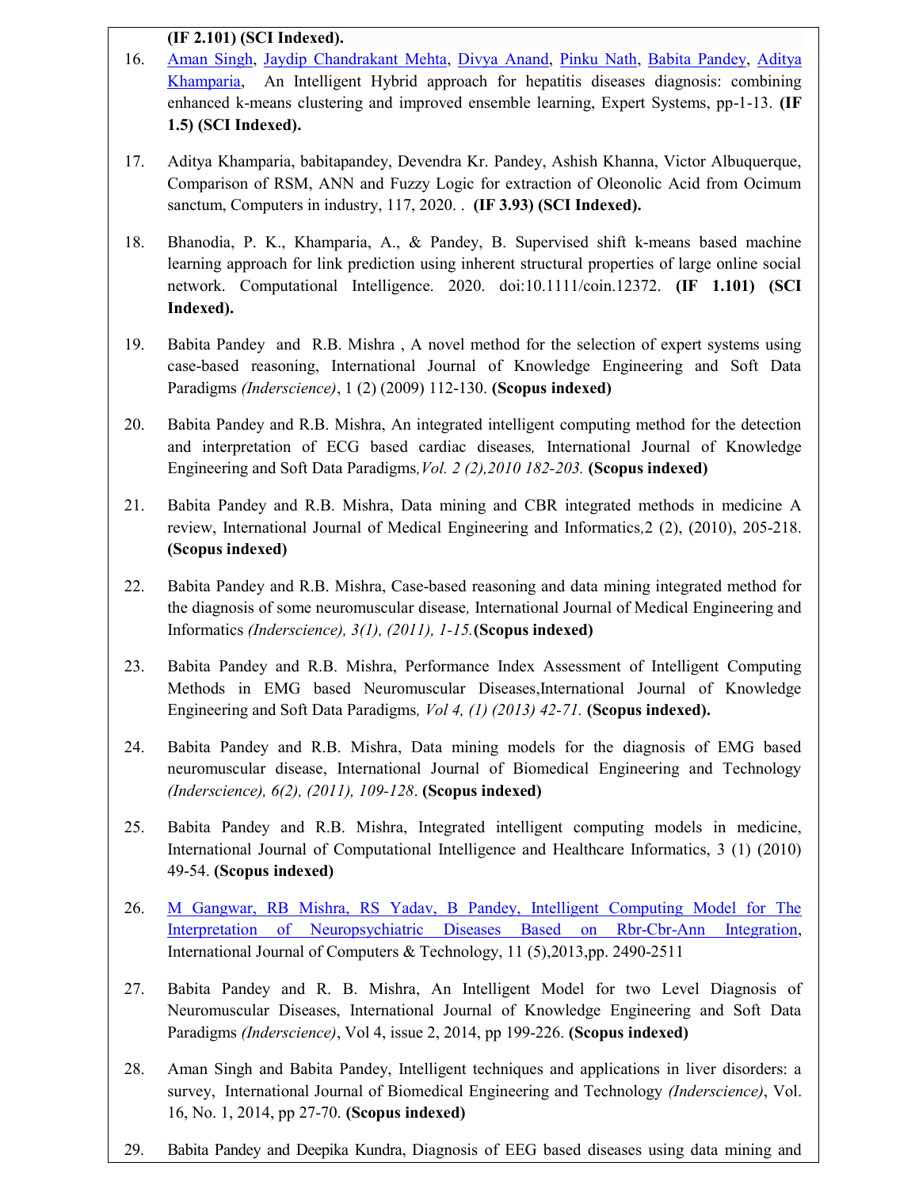**(IF 2.101) (SCI Indexed).**

16. Aman Singh, Jaydip Chandrakant Mehta, Divya Anand, Pinku Nath, Babita Pandey, Aditya Khamparia, An Intelligent Hybrid approach for hepatitis diseases diagnosis: combining enhanced k-means clustering and improved ensemble learning, Expert Systems, pp-1-13. **(IF 1.5) (SCI Indexed).**

17. Aditya Khamparia, babitapandey, Devendra Kr. Pandey, Ashish Khanna, Victor Albuquerque, Comparison of RSM, ANN and Fuzzy Logic for extraction of Oleonolic Acid from Ocimum sanctum, Computers in industry, 117, 2020. . **(IF 3.93) (SCI Indexed).**

18. Bhanodia, P. K., Khamparia, A., & Pandey, B. Supervised shift k-means based machine learning approach for link prediction using inherent structural properties of large online social network. Computational Intelligence. 2020. doi:10.1111/coin.12372. **(IF 1.101) (SCI Indexed).**

19. Babita Pandey and R.B. Mishra , A novel method for the selection of expert systems using case-based reasoning, International Journal of Knowledge Engineering and Soft Data Paradigms *(Inderscience)*, 1 (2) (2009) 112-130. **(Scopus indexed)**

20. Babita Pandey and R.B. Mishra, An integrated intelligent computing method for the detection and interpretation of ECG based cardiac diseases*,* International Journal of Knowledge Engineering and Soft Data Paradigms*,Vol. 2 (2),2010 182-203.* **(Scopus indexed)**

21. Babita Pandey and R.B. Mishra, Data mining and CBR integrated methods in medicine A review, International Journal of Medical Engineering and Informatics,2 (2), (2010), 205-218. **(Scopus indexed)**

22. Babita Pandey and R.B. Mishra, Case-based reasoning and data mining integrated method for the diagnosis of some neuromuscular disease*,* International Journal of Medical Engineering and Informatics *(Inderscience), 3(1), (2011), 1-15.* **(Scopus indexed)**

23. Babita Pandey and R.B. Mishra, Performance Index Assessment of Intelligent Computing Methods in EMG based Neuromuscular Diseases,International Journal of Knowledge Engineering and Soft Data Paradigms*, Vol 4, (1) (2013) 42-71.* **(Scopus indexed).**

24. Babita Pandey and R.B. Mishra, Data mining models for the diagnosis of EMG based neuromuscular disease, International Journal of Biomedical Engineering and Technology *(Inderscience), 6(2), (2011), 109-128*. **(Scopus indexed)**

25. Babita Pandey and R.B. Mishra, Integrated intelligent computing models in medicine, International Journal of Computational Intelligence and Healthcare Informatics, 3 (1) (2010) 49-54. **(Scopus indexed)**

26. M Gangwar, RB Mishra, RS Yadav, B Pandey, Intelligent Computing Model for The Interpretation of Neuropsychiatric Diseases Based on Rbr-Cbr-Ann Integration, International Journal of Computers & Technology, 11 (5),2013,pp. 2490-2511

27. Babita Pandey and R. B. Mishra, An Intelligent Model for two Level Diagnosis of Neuromuscular Diseases, International Journal of Knowledge Engineering and Soft Data Paradigms *(Inderscience)*, Vol 4, issue 2, 2014, pp 199-226. **(Scopus indexed)**

28. Aman Singh and Babita Pandey, Intelligent techniques and applications in liver disorders: a survey, International Journal of Biomedical Engineering and Technology *(Inderscience)*, Vol. 16, No. 1, 2014, pp 27-70. **(Scopus indexed)**

29. Babita Pandey and Deepika Kundra, Diagnosis of EEG based diseases using data mining and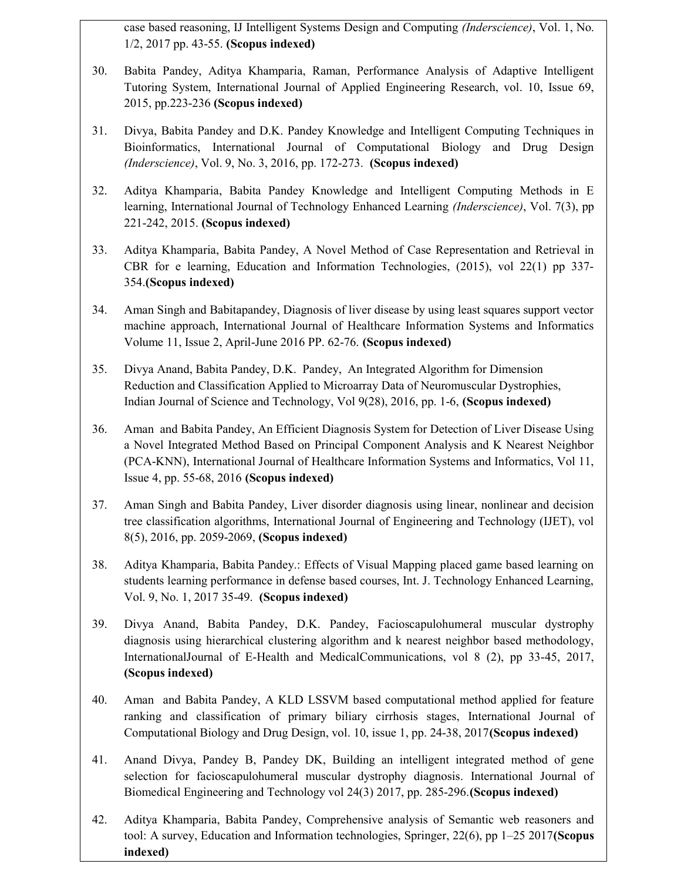case based reasoning, IJ Intelligent Systems Design and Computing *(Inderscience)*, Vol. 1, No. 1/2, 2017 pp. 43-55. **(Scopus indexed)**

30. Babita Pandey, Aditya Khamparia, Raman, Performance Analysis of Adaptive Intelligent Tutoring System, International Journal of Applied Engineering Research, vol. 10, Issue 69, 2015, pp.223-236 **(Scopus indexed)**

31. Divya, Babita Pandey and D.K. Pandey Knowledge and Intelligent Computing Techniques in Bioinformatics, International Journal of Computational Biology and Drug Design *(Inderscience)*, Vol. 9, No. 3, 2016, pp. 172-273. **(Scopus indexed)**

32. Aditya Khamparia, Babita Pandey Knowledge and Intelligent Computing Methods in E learning, International Journal of Technology Enhanced Learning *(Inderscience)*, Vol. 7(3), pp 221-242, 2015. **(Scopus indexed)**

33. Aditya Khamparia, Babita Pandey, A Novel Method of Case Representation and Retrieval in CBR for e learning, Education and Information Technologies, (2015), vol 22(1) pp 337-354.**(Scopus indexed)**

34. Aman Singh and Babitapandey, Diagnosis of liver disease by using least squares support vector machine approach, International Journal of Healthcare Information Systems and Informatics Volume 11, Issue 2, April-June 2016 PP. 62-76. **(Scopus indexed)**

35. Divya Anand, Babita Pandey, D.K. Pandey, An Integrated Algorithm for Dimension Reduction and Classification Applied to Microarray Data of Neuromuscular Dystrophies, Indian Journal of Science and Technology, Vol 9(28), 2016, pp. 1-6, **(Scopus indexed)**

36. Aman and Babita Pandey, An Efficient Diagnosis System for Detection of Liver Disease Using a Novel Integrated Method Based on Principal Component Analysis and K Nearest Neighbor (PCA-KNN), International Journal of Healthcare Information Systems and Informatics, Vol 11, Issue 4, pp. 55-68, 2016 **(Scopus indexed)**

37. Aman Singh and Babita Pandey, Liver disorder diagnosis using linear, nonlinear and decision tree classification algorithms, International Journal of Engineering and Technology (IJET), vol 8(5), 2016, pp. 2059-2069, **(Scopus indexed)**

38. Aditya Khamparia, Babita Pandey.: Effects of Visual Mapping placed game based learning on students learning performance in defense based courses, Int. J. Technology Enhanced Learning, Vol. 9, No. 1, 2017 35-49. **(Scopus indexed)**

39. Divya Anand, Babita Pandey, D.K. Pandey, Facioscapulohumeral muscular dystrophy diagnosis using hierarchical clustering algorithm and k nearest neighbor based methodology, InternationalJournal of E-Health and MedicalCommunications, vol 8 (2), pp 33-45, 2017, **(Scopus indexed)**

40. Aman and Babita Pandey, A KLD LSSVM based computational method applied for feature ranking and classification of primary biliary cirrhosis stages, International Journal of Computational Biology and Drug Design, vol. 10, issue 1, pp. 24-38, 2017**(Scopus indexed)**

41. Anand Divya, Pandey B, Pandey DK, Building an intelligent integrated method of gene selection for facioscapulohumeral muscular dystrophy diagnosis. International Journal of Biomedical Engineering and Technology vol 24(3) 2017, pp. 285-296.**(Scopus indexed)**

42. Aditya Khamparia, Babita Pandey, Comprehensive analysis of Semantic web reasoners and tool: A survey, Education and Information technologies, Springer, 22(6), pp 1–25 2017**(Scopus indexed)**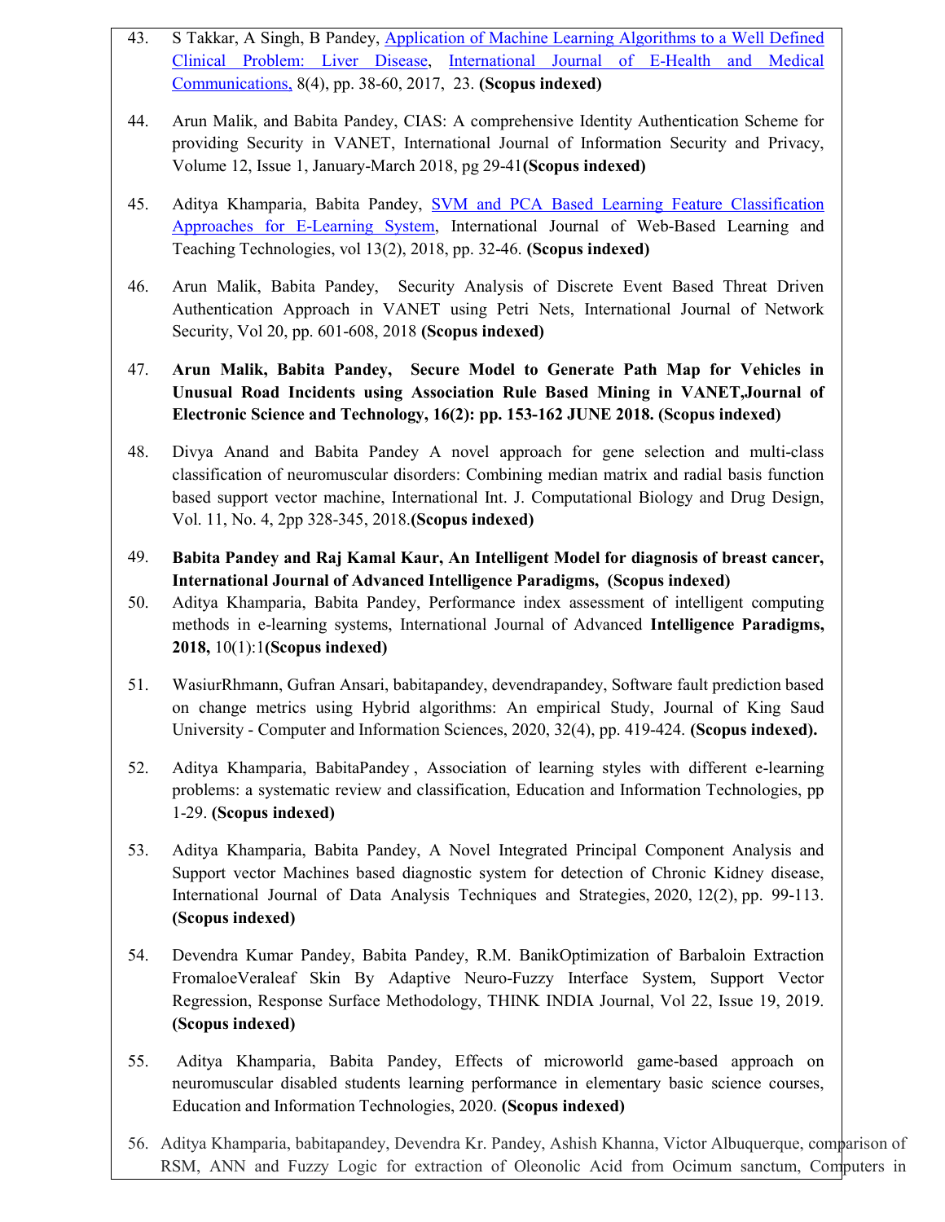43. S Takkar, A Singh, B Pandey, Application of Machine Learning Algorithms to a Well Defined Clinical Problem: Liver Disease, International Journal of E-Health and Medical Communications, 8(4), pp. 38-60, 2017, 23. **(Scopus indexed)**

44. Arun Malik, and Babita Pandey, CIAS: A comprehensive Identity Authentication Scheme for providing Security in VANET, International Journal of Information Security and Privacy, Volume 12, Issue 1, January-March 2018, pg 29-41**(Scopus indexed)**

45. Aditya Khamparia, Babita Pandey, SVM and PCA Based Learning Feature Classification Approaches for E-Learning System, International Journal of Web-Based Learning and Teaching Technologies, vol 13(2), 2018, pp. 32-46. **(Scopus indexed)**

46. Arun Malik, Babita Pandey, Security Analysis of Discrete Event Based Threat Driven Authentication Approach in VANET using Petri Nets, International Journal of Network Security, Vol 20, pp. 601-608, 2018 **(Scopus indexed)**

47. **Arun Malik, Babita Pandey, Secure Model to Generate Path Map for Vehicles in Unusual Road Incidents using Association Rule Based Mining in VANET,Journal of Electronic Science and Technology, 16(2): pp. 153-162 JUNE 2018. (Scopus indexed)**

48. Divya Anand and Babita Pandey A novel approach for gene selection and multi-class classification of neuromuscular disorders: Combining median matrix and radial basis function based support vector machine, International Int. J. Computational Biology and Drug Design, Vol. 11, No. 4, 2pp 328-345, 2018.**(Scopus indexed)**

49. **Babita Pandey and Raj Kamal Kaur, An Intelligent Model for diagnosis of breast cancer, International Journal of Advanced Intelligence Paradigms, (Scopus indexed)**

50. Aditya Khamparia, Babita Pandey, Performance index assessment of intelligent computing methods in e-learning systems, International Journal of Advanced **Intelligence Paradigms, 2018,** 10(1):1**(Scopus indexed)**

51. WasiurRhmann, Gufran Ansari, babitapandey, devendrapandey, Software fault prediction based on change metrics using Hybrid algorithms: An empirical Study, Journal of King Saud University - Computer and Information Sciences, 2020, 32(4), pp. 419-424. **(Scopus indexed).**

52. Aditya Khamparia, BabitaPandey , Association of learning styles with different e-learning problems: a systematic review and classification, Education and Information Technologies, pp 1-29. **(Scopus indexed)**

53. Aditya Khamparia, Babita Pandey, A Novel Integrated Principal Component Analysis and Support vector Machines based diagnostic system for detection of Chronic Kidney disease, International Journal of Data Analysis Techniques and Strategies, 2020, 12(2), pp. 99-113. **(Scopus indexed)**

54. Devendra Kumar Pandey, Babita Pandey, R.M. BanikOptimization of Barbaloin Extraction FromaloeVeraleaf Skin By Adaptive Neuro-Fuzzy Interface System, Support Vector Regression, Response Surface Methodology, THINK INDIA Journal, Vol 22, Issue 19, 2019. **(Scopus indexed)**

55. Aditya Khamparia, Babita Pandey, Effects of microworld game-based approach on neuromuscular disabled students learning performance in elementary basic science courses, Education and Information Technologies, 2020. **(Scopus indexed)**

56. Aditya Khamparia, babitapandey, Devendra Kr. Pandey, Ashish Khanna, Victor Albuquerque, comparison of RSM, ANN and Fuzzy Logic for extraction of Oleonolic Acid from Ocimum sanctum, Computers in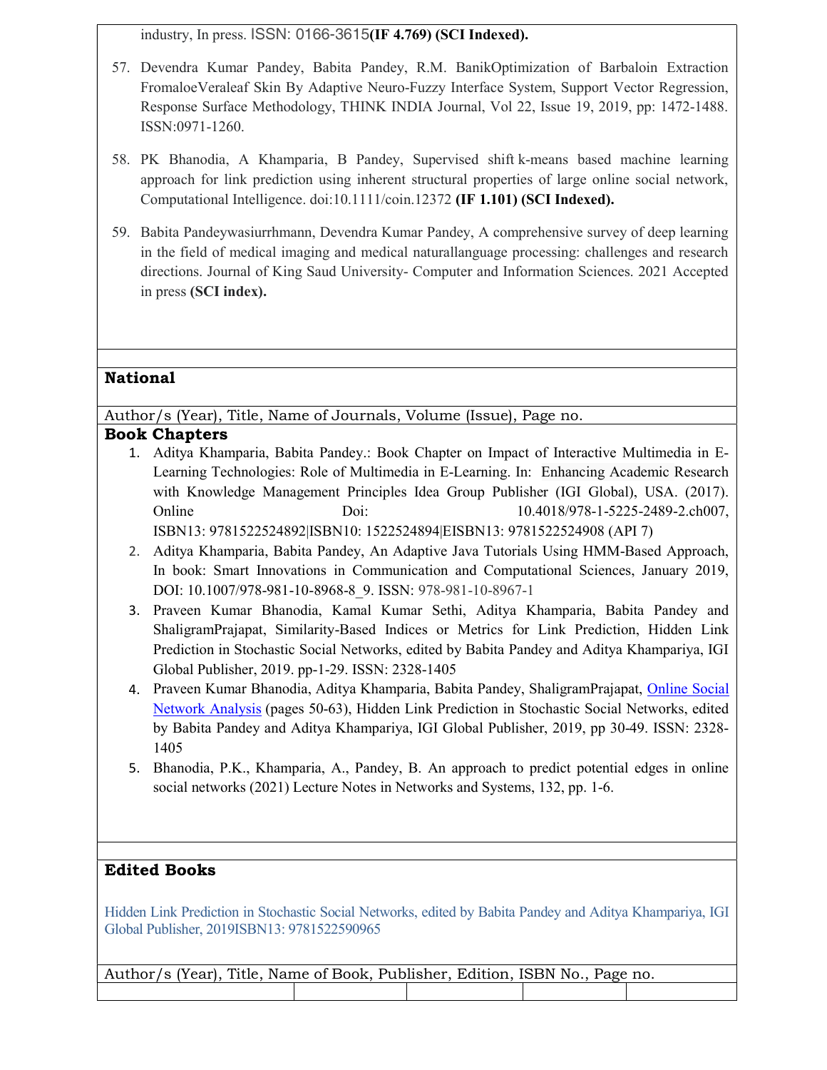industry, In press. ISSN: 0166-3615**(IF 4.769) (SCI Indexed).**

57. Devendra Kumar Pandey, Babita Pandey, R.M. BanikOptimization of Barbaloin Extraction FromaloeVeraleaf Skin By Adaptive Neuro-Fuzzy Interface System, Support Vector Regression, Response Surface Methodology, THINK INDIA Journal, Vol 22, Issue 19, 2019, pp: 1472-1488. ISSN:0971-1260.

58. PK Bhanodia, A Khamparia, B Pandey, Supervised shift k-means based machine learning approach for link prediction using inherent structural properties of large online social network, Computational Intelligence. doi:10.1111/coin.12372 **(IF 1.101) (SCI Indexed).**

59. Babita Pandeywasiurrhmann, Devendra Kumar Pandey, A comprehensive survey of deep learning in the field of medical imaging and medical naturallanguage processing: challenges and research directions. Journal of King Saud University- Computer and Information Sciences. 2021 Accepted in press **(SCI index).**

## National

Author/s (Year), Title, Name of Journals, Volume (Issue), Page no.

## Book Chapters

1. Aditya Khamparia, Babita Pandey.: Book Chapter on Impact of Interactive Multimedia in E-Learning Technologies: Role of Multimedia in E-Learning. In: Enhancing Academic Research with Knowledge Management Principles Idea Group Publisher (IGI Global), USA. (2017). Online Doi: 10.4018/978-1-5225-2489-2.ch007, ISBN13: 9781522524892|ISBN10: 1522524894|EISBN13: 9781522524908 (API 7)
2. Aditya Khamparia, Babita Pandey, An Adaptive Java Tutorials Using HMM-Based Approach, In book: Smart Innovations in Communication and Computational Sciences, January 2019, DOI: 10.1007/978-981-10-8968-8_9. ISSN: 978-981-10-8967-1
3. Praveen Kumar Bhanodia, Kamal Kumar Sethi, Aditya Khamparia, Babita Pandey and ShaligramPrajapat, Similarity-Based Indices or Metrics for Link Prediction, Hidden Link Prediction in Stochastic Social Networks, edited by Babita Pandey and Aditya Khampariya, IGI Global Publisher, 2019. pp-1-29. ISSN: 2328-1405
4. Praveen Kumar Bhanodia, Aditya Khamparia, Babita Pandey, ShaligramPrajapat, Online Social Network Analysis (pages 50-63), Hidden Link Prediction in Stochastic Social Networks, edited by Babita Pandey and Aditya Khampariya, IGI Global Publisher, 2019, pp 30-49. ISSN: 2328-1405
5. Bhanodia, P.K., Khamparia, A., Pandey, B. An approach to predict potential edges in online social networks (2021) Lecture Notes in Networks and Systems, 132, pp. 1-6.

## Edited Books

Hidden Link Prediction in Stochastic Social Networks, edited by Babita Pandey and Aditya Khampariya, IGI Global Publisher, 2019ISBN13: 9781522590965

Author/s (Year), Title, Name of Book, Publisher, Edition, ISBN No., Page no.

| | | | | |
|---|---|---|---|---|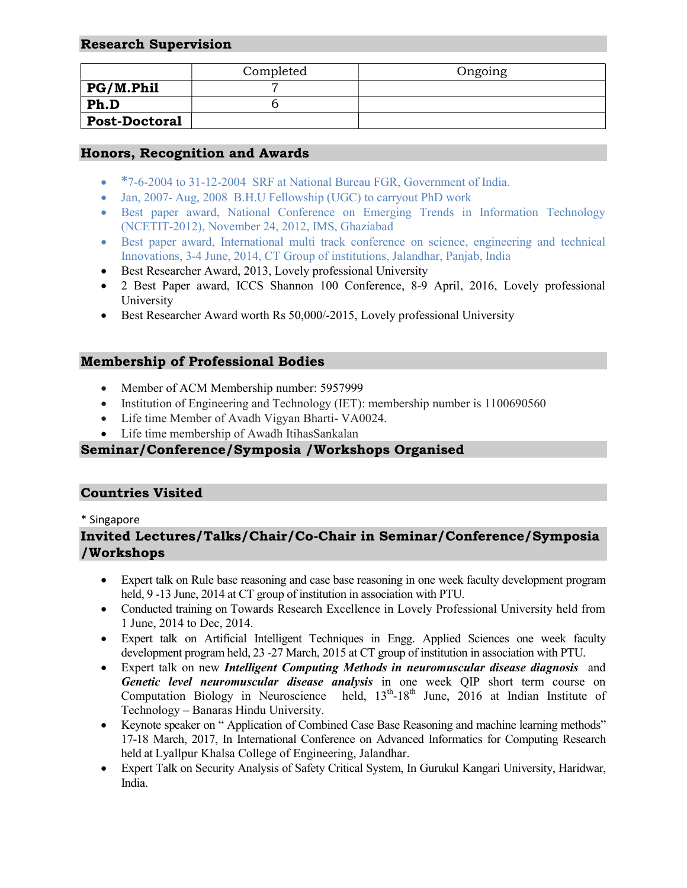## Research Supervision

| | Completed | Ongoing |
|---|---|---|
| **PG/M.Phil** | 7 | |
| **Ph.D** | 6 | |
| **Post-Doctoral** | | |

## Honors, Recognition and Awards

- *7-6-2004 to 31-12-2004 SRF at National Bureau FGR, Government of India.
- Jan, 2007- Aug, 2008 B.H.U Fellowship (UGC) to carryout PhD work
- Best paper award, National Conference on Emerging Trends in Information Technology (NCETIT-2012), November 24, 2012, IMS, Ghaziabad
- Best paper award, International multi track conference on science, engineering and technical Innovations, 3-4 June, 2014, CT Group of institutions, Jalandhar, Panjab, India
- Best Researcher Award, 2013, Lovely professional University
- 2 Best Paper award, ICCS Shannon 100 Conference, 8-9 April, 2016, Lovely professional University
- Best Researcher Award worth Rs 50,000/-2015, Lovely professional University

## Membership of Professional Bodies

- Member of ACM Membership number: 5957999
- Institution of Engineering and Technology (IET): membership number is 1100690560
- Life time Member of Avadh Vigyan Bharti- VA0024.
- Life time membership of Awadh ItihasSankalan

## Seminar/Conference/Symposia /Workshops Organised

## Countries Visited

* Singapore

## Invited Lectures/Talks/Chair/Co-Chair in Seminar/Conference/Symposia /Workshops

- Expert talk on Rule base reasoning and case base reasoning in one week faculty development program held, 9 -13 June, 2014 at CT group of institution in association with PTU.
- Conducted training on Towards Research Excellence in Lovely Professional University held from 1 June, 2014 to Dec, 2014.
- Expert talk on Artificial Intelligent Techniques in Engg. Applied Sciences one week faculty development program held, 23 -27 March, 2015 at CT group of institution in association with PTU.
- Expert talk on new ***Intelligent Computing Methods in neuromuscular disease diagnosis*** and ***Genetic level neuromuscular disease analysis*** in one week QIP short term course on Computation Biology in Neuroscience held, $13^{th}$-$18^{th}$ June, 2016 at Indian Institute of Technology – Banaras Hindu University.
- Keynote speaker on " Application of Combined Case Base Reasoning and machine learning methods" 17-18 March, 2017, In International Conference on Advanced Informatics for Computing Research held at Lyallpur Khalsa College of Engineering, Jalandhar.
- Expert Talk on Security Analysis of Safety Critical System, In Gurukul Kangari University, Haridwar, India.